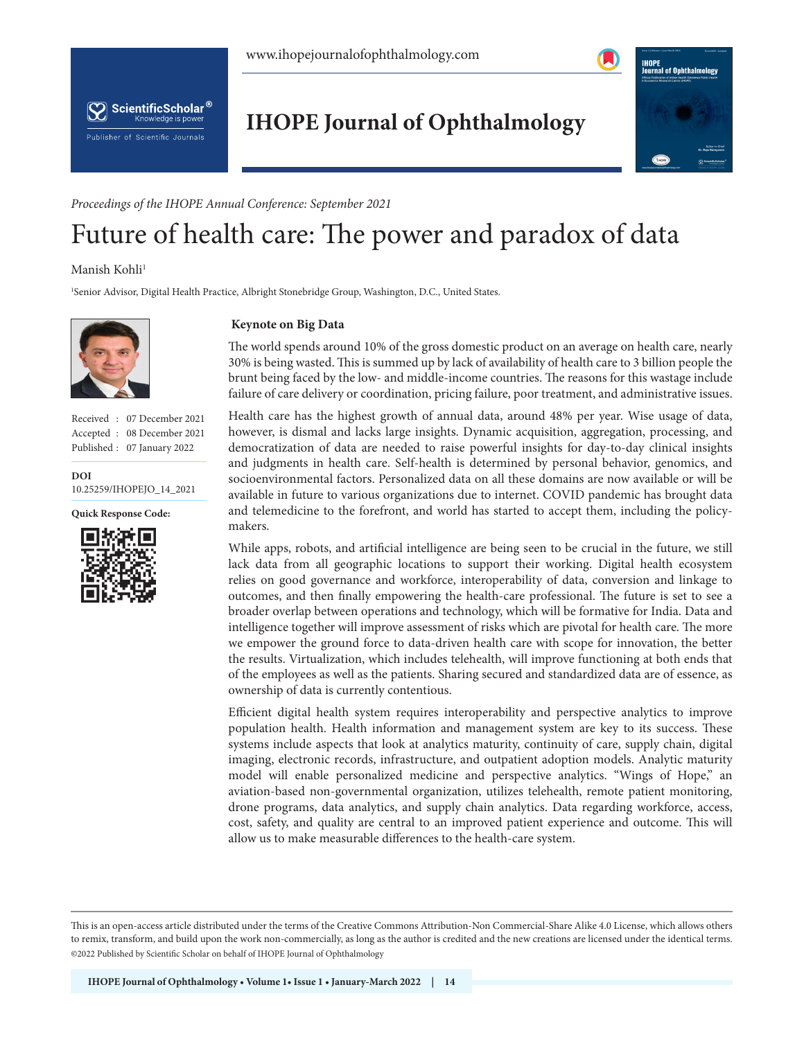*Proceedings of the IHOPE Annual Conference: September 2021*

# Future of health care: The power and paradox of data

Manish Kohli[1]

[1]Senior Advisor, Digital Health Practice, Albright Stonebridge Group, Washington, D.C., United States.

Received : 07 December 2021
Accepted : 08 December 2021
Published : 07 January 2022

**DOI**
10.25259/IHOPEJO_14_2021

**Quick Response Code:**

## Keynote on Big Data

The world spends around 10% of the gross domestic product on an average on health care, nearly 30% is being wasted. This is summed up by lack of availability of health care to 3 billion people the brunt being faced by the low- and middle-income countries. The reasons for this wastage include failure of care delivery or coordination, pricing failure, poor treatment, and administrative issues.

Health care has the highest growth of annual data, around 48% per year. Wise usage of data, however, is dismal and lacks large insights. Dynamic acquisition, aggregation, processing, and democratization of data are needed to raise powerful insights for day-to-day clinical insights and judgments in health care. Self-health is determined by personal behavior, genomics, and socioenvironmental factors. Personalized data on all these domains are now available or will be available in future to various organizations due to internet. COVID pandemic has brought data and telemedicine to the forefront, and world has started to accept them, including the policy-makers.

While apps, robots, and artificial intelligence are being seen to be crucial in the future, we still lack data from all geographic locations to support their working. Digital health ecosystem relies on good governance and workforce, interoperability of data, conversion and linkage to outcomes, and then finally empowering the health-care professional. The future is set to see a broader overlap between operations and technology, which will be formative for India. Data and intelligence together will improve assessment of risks which are pivotal for health care. The more we empower the ground force to data-driven health care with scope for innovation, the better the results. Virtualization, which includes telehealth, will improve functioning at both ends that of the employees as well as the patients. Sharing secured and standardized data are of essence, as ownership of data is currently contentious.

Efficient digital health system requires interoperability and perspective analytics to improve population health. Health information and management system are key to its success. These systems include aspects that look at analytics maturity, continuity of care, supply chain, digital imaging, electronic records, infrastructure, and outpatient adoption models. Analytic maturity model will enable personalized medicine and perspective analytics. "Wings of Hope," an aviation-based non-governmental organization, utilizes telehealth, remote patient monitoring, drone programs, data analytics, and supply chain analytics. Data regarding workforce, access, cost, safety, and quality are central to an improved patient experience and outcome. This will allow us to make measurable differences to the health-care system.

This is an open-access article distributed under the terms of the Creative Commons Attribution-Non Commercial-Share Alike 4.0 License, which allows others to remix, transform, and build upon the work non-commercially, as long as the author is credited and the new creations are licensed under the identical terms.
©2022 Published by Scientific Scholar on behalf of IHOPE Journal of Ophthalmology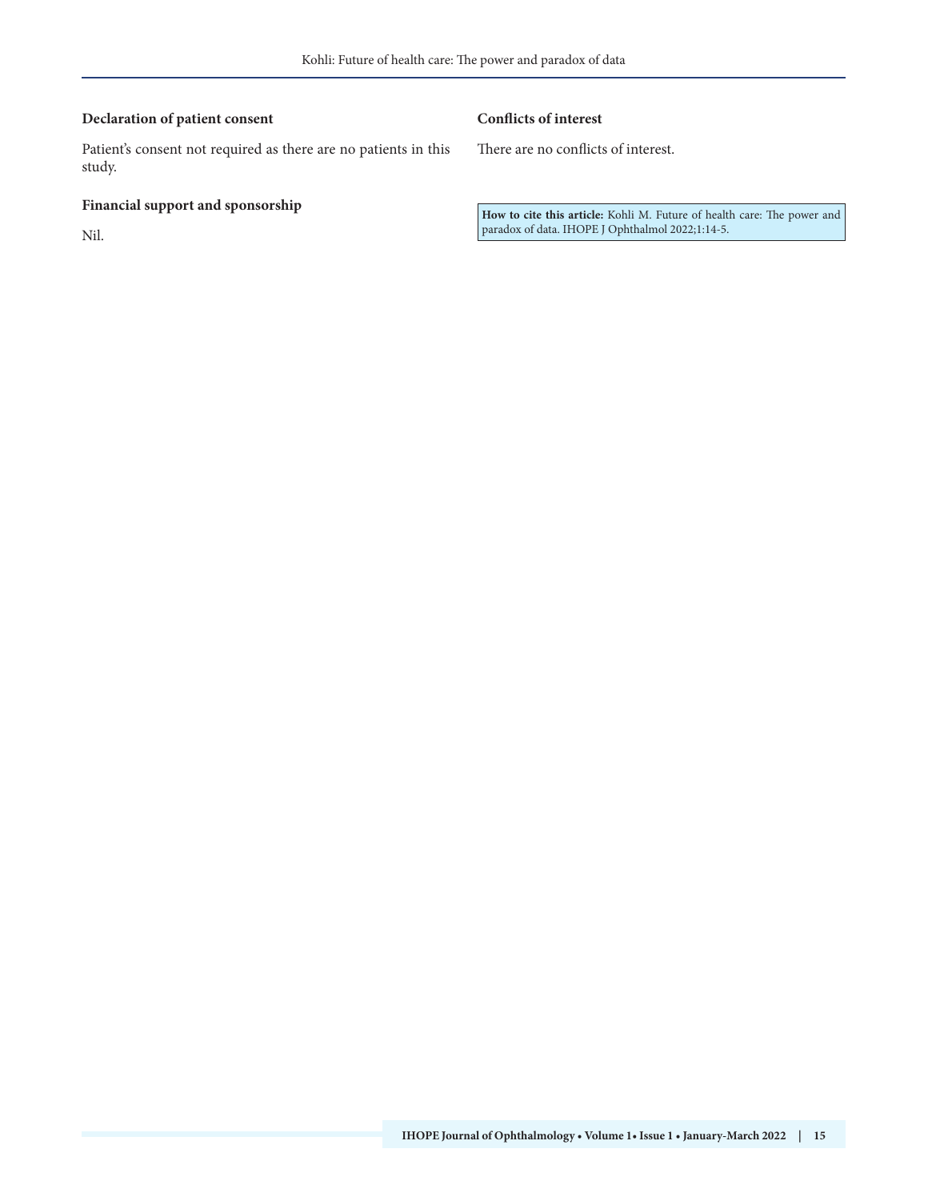### Declaration of patient consent

Patient's consent not required as there are no patients in this study.

### Financial support and sponsorship

Nil.

### Conflicts of interest

There are no conflicts of interest.

**How to cite this article:** Kohli M. Future of health care: The power and paradox of data. IHOPE J Ophthalmol 2022;1:14-5.